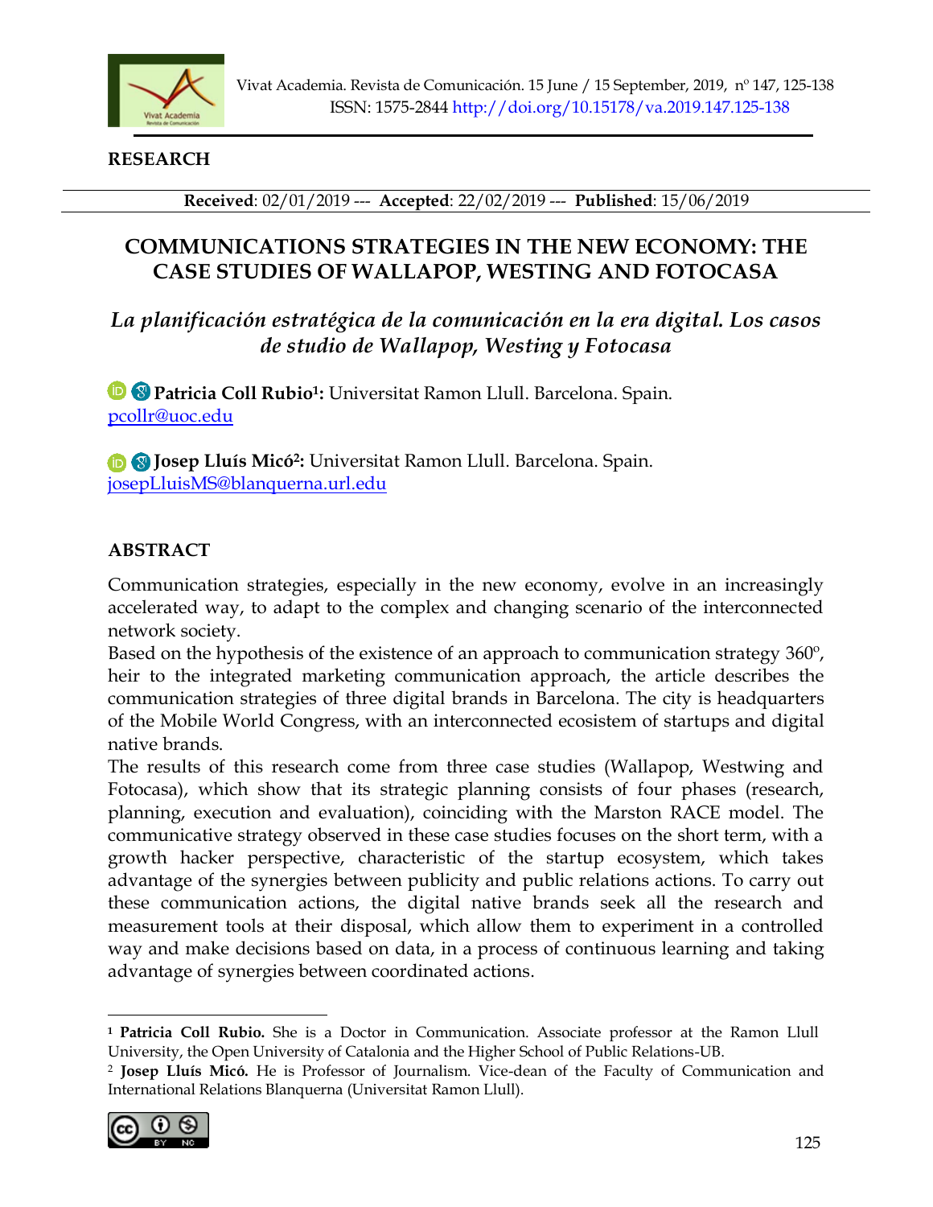**RESEARCH**

**Received**: 02/01/2019 --- **Accepted**: 22/02/2019 --- **Published**: 15/06/2019

# COMMUNICATIONS STRATEGIES IN THE NEW ECONOMY: THE CASE STUDIES OF WALLAPOP, WESTING AND FOTOCASA

## *La planificación estratégica de la comunicación en la era digital. Los casos de studio de Wallapop, Westing y Fotocasa*

**Patricia Coll Rubio[1]:** Universitat Ramon Llull. Barcelona. Spain.
pcollr@uoc.edu

**Josep Lluís Micó[2]:** Universitat Ramon Llull. Barcelona. Spain.
josepLluisMS@blanquerna.url.edu

## ABSTRACT

Communication strategies, especially in the new economy, evolve in an increasingly accelerated way, to adapt to the complex and changing scenario of the interconnected network society.
Based on the hypothesis of the existence of an approach to communication strategy 360º, heir to the integrated marketing communication approach, the article describes the communication strategies of three digital brands in Barcelona. The city is headquarters of the Mobile World Congress, with an interconnected ecosistem of startups and digital native brands.
The results of this research come from three case studies (Wallapop, Westwing and Fotocasa), which show that its strategic planning consists of four phases (research, planning, execution and evaluation), coinciding with the Marston RACE model. The communicative strategy observed in these case studies focuses on the short term, with a growth hacker perspective, characteristic of the startup ecosystem, which takes advantage of the synergies between publicity and public relations actions. To carry out these communication actions, the digital native brands seek all the research and measurement tools at their disposal, which allow them to experiment in a controlled way and make decisions based on data, in a process of continuous learning and taking advantage of synergies between coordinated actions.

---

[1] **Patricia Coll Rubio.** She is a Doctor in Communication. Associate professor at the Ramon Llull University, the Open University of Catalonia and the Higher School of Public Relations-UB.

[2] **Josep Lluís Micó.** He is Professor of Journalism. Vice-dean of the Faculty of Communication and International Relations Blanquerna (Universitat Ramon Llull).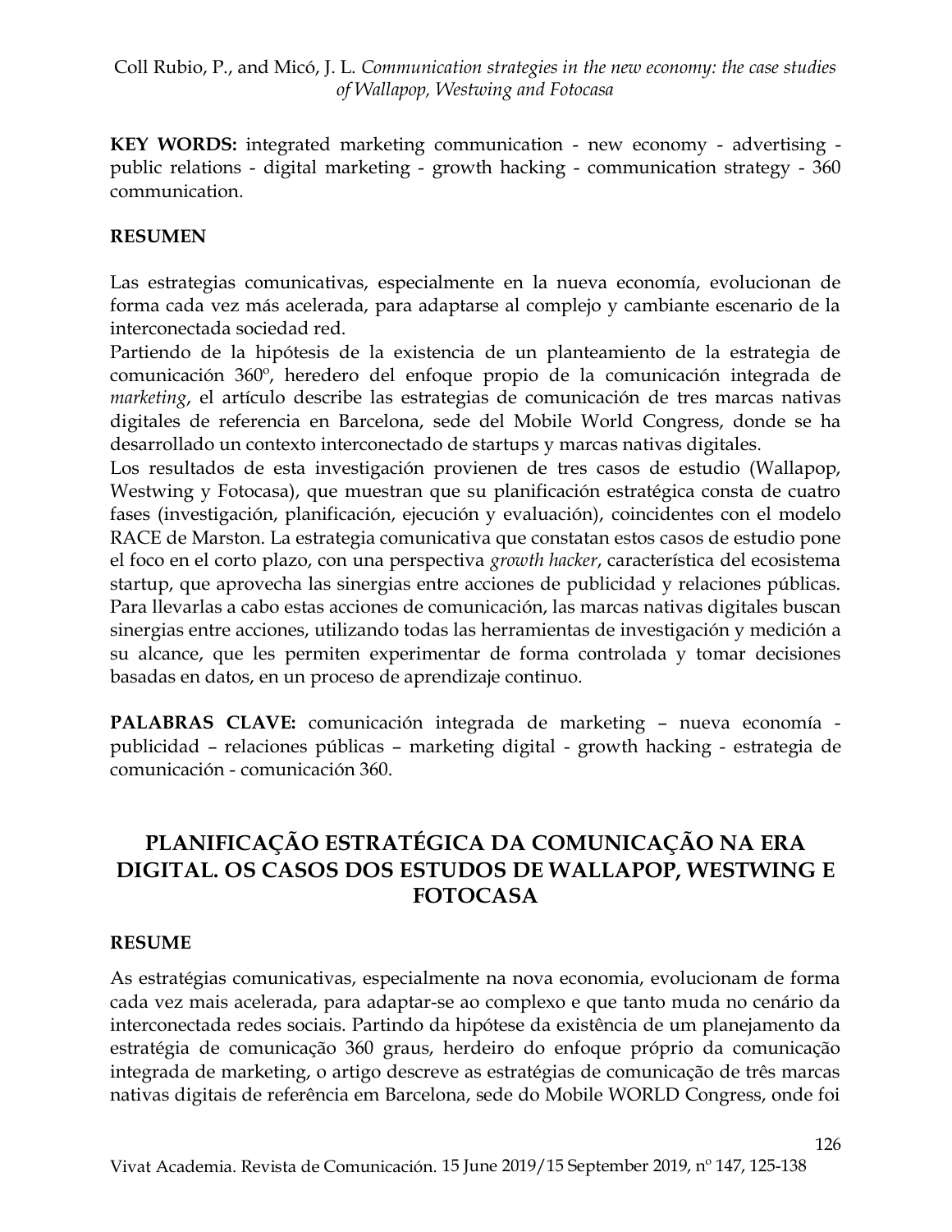**KEY WORDS:** integrated marketing communication - new economy - advertising - public relations - digital marketing - growth hacking - communication strategy - 360 communication.

**RESUMEN**

Las estrategias comunicativas, especialmente en la nueva economía, evolucionan de forma cada vez más acelerada, para adaptarse al complejo y cambiante escenario de la interconectada sociedad red.

Partiendo de la hipótesis de la existencia de un planteamiento de la estrategia de comunicación 360º, heredero del enfoque propio de la comunicación integrada de *marketing*, el artículo describe las estrategias de comunicación de tres marcas nativas digitales de referencia en Barcelona, sede del Mobile World Congress, donde se ha desarrollado un contexto interconectado de startups y marcas nativas digitales.

Los resultados de esta investigación provienen de tres casos de estudio (Wallapop, Westwing y Fotocasa), que muestran que su planificación estratégica consta de cuatro fases (investigación, planificación, ejecución y evaluación), coincidentes con el modelo RACE de Marston. La estrategia comunicativa que constatan estos casos de estudio pone el foco en el corto plazo, con una perspectiva *growth hacker*, característica del ecosistema startup, que aprovecha las sinergias entre acciones de publicidad y relaciones públicas. Para llevarlas a cabo estas acciones de comunicación, las marcas nativas digitales buscan sinergias entre acciones, utilizando todas las herramientas de investigación y medición a su alcance, que les permiten experimentar de forma controlada y tomar decisiones basadas en datos, en un proceso de aprendizaje continuo.

**PALABRAS CLAVE:** comunicación integrada de marketing – nueva economía - publicidad – relaciones públicas – marketing digital - growth hacking - estrategia de comunicación - comunicación 360.

## PLANIFICAÇÃO ESTRATÉGICA DA COMUNICAÇÃO NA ERA DIGITAL. OS CASOS DOS ESTUDOS DE WALLAPOP, WESTWING E FOTOCASA

**RESUME**

As estratégias comunicativas, especialmente na nova economia, evolucionam de forma cada vez mais acelerada, para adaptar-se ao complexo e que tanto muda no cenário da interconectada redes sociais. Partindo da hipótese da existência de um planejamento da estratégia de comunicação 360 graus, herdeiro do enfoque próprio da comunicação integrada de marketing, o artigo descreve as estratégias de comunicação de três marcas nativas digitais de referência em Barcelona, sede do Mobile WORLD Congress, onde foi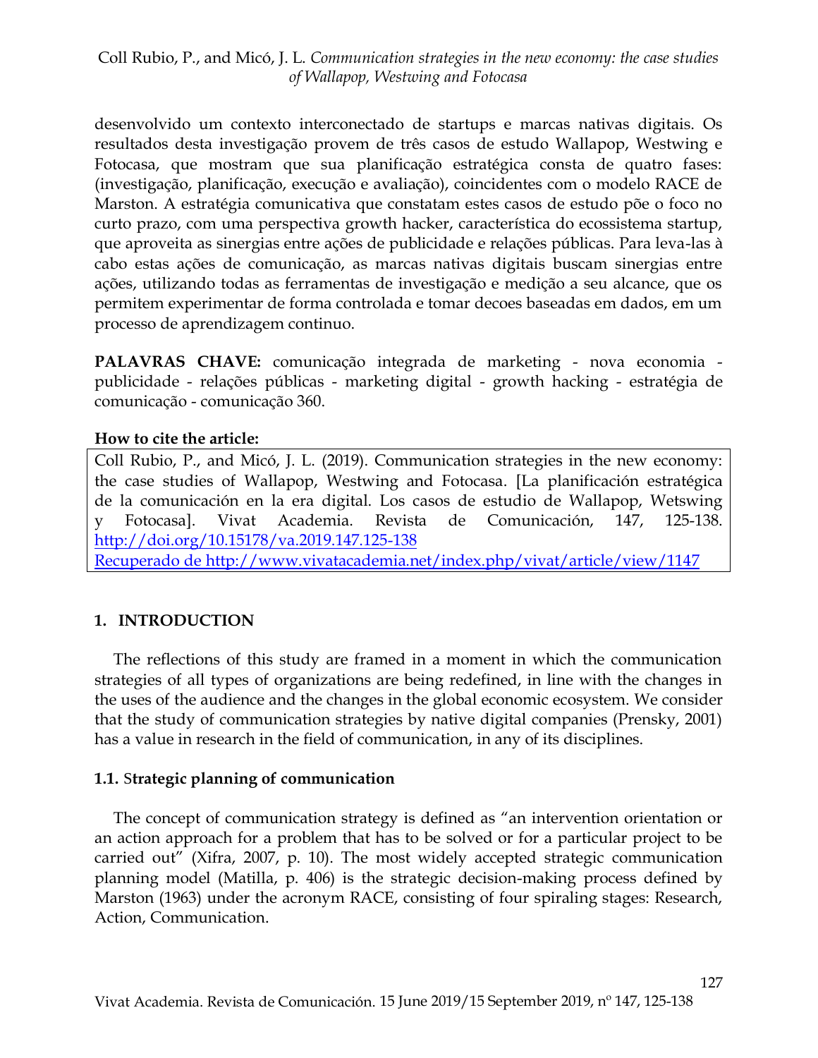desenvolvido um contexto interconectado de startups e marcas nativas digitais. Os resultados desta investigação provem de três casos de estudo Wallapop, Westwing e Fotocasa, que mostram que sua planificação estratégica consta de quatro fases: (investigação, planificação, execução e avaliação), coincidentes com o modelo RACE de Marston. A estratégia comunicativa que constatam estes casos de estudo põe o foco no curto prazo, com uma perspectiva growth hacker, característica do ecossistema startup, que aproveita as sinergias entre ações de publicidade e relações públicas. Para leva-las à cabo estas ações de comunicação, as marcas nativas digitais buscam sinergias entre ações, utilizando todas as ferramentas de investigação e medição a seu alcance, que os permitem experimentar de forma controlada e tomar decoes baseadas em dados, em um processo de aprendizagem continuo.

**PALAVRAS CHAVE:** comunicação integrada de marketing - nova economia - publicidade - relações públicas - marketing digital - growth hacking - estratégia de comunicação - comunicação 360.

**How to cite the article:**

Coll Rubio, P., and Micó, J. L. (2019). Communication strategies in the new economy: the case studies of Wallapop, Westwing and Fotocasa. [La planificación estratégica de la comunicación en la era digital. Los casos de estudio de Wallapop, Wetswing y Fotocasa]. Vivat Academia. Revista de Comunicación, 147, 125-138. http://doi.org/10.15178/va.2019.147.125-138
Recuperado de http://www.vivatacademia.net/index.php/vivat/article/view/1147

## 1. INTRODUCTION

The reflections of this study are framed in a moment in which the communication strategies of all types of organizations are being redefined, in line with the changes in the uses of the audience and the changes in the global economic ecosystem. We consider that the study of communication strategies by native digital companies (Prensky, 2001) has a value in research in the field of communication, in any of its disciplines.

### 1.1. Strategic planning of communication

The concept of communication strategy is defined as "an intervention orientation or an action approach for a problem that has to be solved or for a particular project to be carried out" (Xifra, 2007, p. 10). The most widely accepted strategic communication planning model (Matilla, p. 406) is the strategic decision-making process defined by Marston (1963) under the acronym RACE, consisting of four spiraling stages: Research, Action, Communication.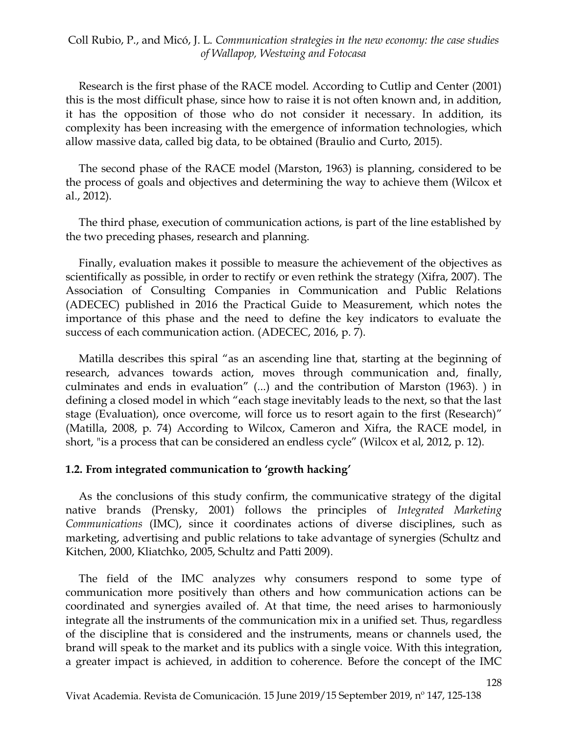Research is the first phase of the RACE model. According to Cutlip and Center (2001) this is the most difficult phase, since how to raise it is not often known and, in addition, it has the opposition of those who do not consider it necessary. In addition, its complexity has been increasing with the emergence of information technologies, which allow massive data, called big data, to be obtained (Braulio and Curto, 2015).

The second phase of the RACE model (Marston, 1963) is planning, considered to be the process of goals and objectives and determining the way to achieve them (Wilcox et al., 2012).

The third phase, execution of communication actions, is part of the line established by the two preceding phases, research and planning.

Finally, evaluation makes it possible to measure the achievement of the objectives as scientifically as possible, in order to rectify or even rethink the strategy (Xifra, 2007). The Association of Consulting Companies in Communication and Public Relations (ADECEC) published in 2016 the Practical Guide to Measurement, which notes the importance of this phase and the need to define the key indicators to evaluate the success of each communication action. (ADECEC, 2016, p. 7).

Matilla describes this spiral "as an ascending line that, starting at the beginning of research, advances towards action, moves through communication and, finally, culminates and ends in evaluation" (...) and the contribution of Marston (1963). ) in defining a closed model in which "each stage inevitably leads to the next, so that the last stage (Evaluation), once overcome, will force us to resort again to the first (Research)" (Matilla, 2008, p. 74) According to Wilcox, Cameron and Xifra, the RACE model, in short, "is a process that can be considered an endless cycle" (Wilcox et al, 2012, p. 12).

### 1.2. From integrated communication to 'growth hacking'

As the conclusions of this study confirm, the communicative strategy of the digital native brands (Prensky, 2001) follows the principles of *Integrated Marketing Communications* (IMC), since it coordinates actions of diverse disciplines, such as marketing, advertising and public relations to take advantage of synergies (Schultz and Kitchen, 2000, Kliatchko, 2005, Schultz and Patti 2009).

The field of the IMC analyzes why consumers respond to some type of communication more positively than others and how communication actions can be coordinated and synergies availed of. At that time, the need arises to harmoniously integrate all the instruments of the communication mix in a unified set. Thus, regardless of the discipline that is considered and the instruments, means or channels used, the brand will speak to the market and its publics with a single voice. With this integration, a greater impact is achieved, in addition to coherence. Before the concept of the IMC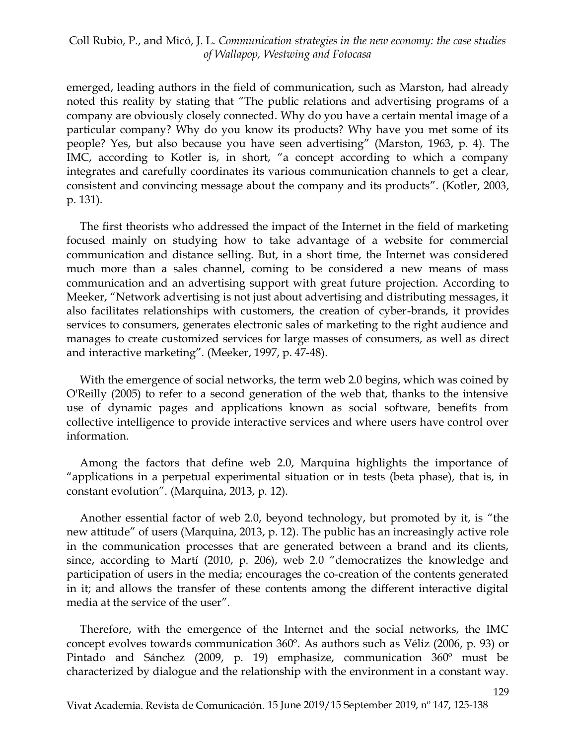emerged, leading authors in the field of communication, such as Marston, had already noted this reality by stating that "The public relations and advertising programs of a company are obviously closely connected. Why do you have a certain mental image of a particular company? Why do you know its products? Why have you met some of its people? Yes, but also because you have seen advertising" (Marston, 1963, p. 4). The IMC, according to Kotler is, in short, "a concept according to which a company integrates and carefully coordinates its various communication channels to get a clear, consistent and convincing message about the company and its products". (Kotler, 2003, p. 131).

The first theorists who addressed the impact of the Internet in the field of marketing focused mainly on studying how to take advantage of a website for commercial communication and distance selling. But, in a short time, the Internet was considered much more than a sales channel, coming to be considered a new means of mass communication and an advertising support with great future projection. According to Meeker, "Network advertising is not just about advertising and distributing messages, it also facilitates relationships with customers, the creation of cyber-brands, it provides services to consumers, generates electronic sales of marketing to the right audience and manages to create customized services for large masses of consumers, as well as direct and interactive marketing". (Meeker, 1997, p. 47-48).

With the emergence of social networks, the term web 2.0 begins, which was coined by O'Reilly (2005) to refer to a second generation of the web that, thanks to the intensive use of dynamic pages and applications known as social software, benefits from collective intelligence to provide interactive services and where users have control over information.

Among the factors that define web 2.0, Marquina highlights the importance of "applications in a perpetual experimental situation or in tests (beta phase), that is, in constant evolution". (Marquina, 2013, p. 12).

Another essential factor of web 2.0, beyond technology, but promoted by it, is "the new attitude" of users (Marquina, 2013, p. 12). The public has an increasingly active role in the communication processes that are generated between a brand and its clients, since, according to Martí (2010, p. 206), web 2.0 "democratizes the knowledge and participation of users in the media; encourages the co-creation of the contents generated in it; and allows the transfer of these contents among the different interactive digital media at the service of the user".

Therefore, with the emergence of the Internet and the social networks, the IMC concept evolves towards communication 360º. As authors such as Véliz (2006, p. 93) or Pintado and Sánchez (2009, p. 19) emphasize, communication 360º must be characterized by dialogue and the relationship with the environment in a constant way.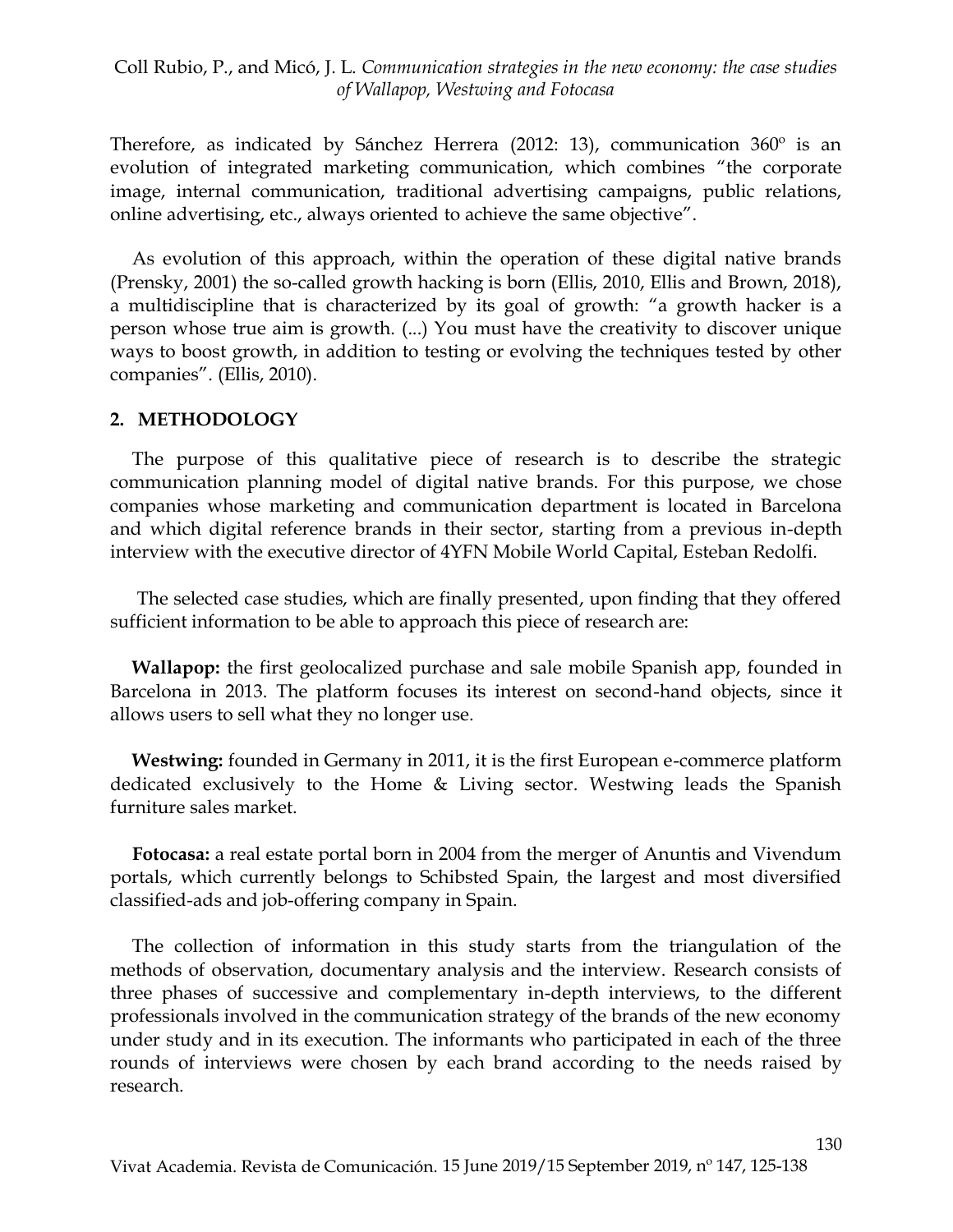Therefore, as indicated by Sánchez Herrera (2012: 13), communication 360º is an evolution of integrated marketing communication, which combines "the corporate image, internal communication, traditional advertising campaigns, public relations, online advertising, etc., always oriented to achieve the same objective".

As evolution of this approach, within the operation of these digital native brands (Prensky, 2001) the so-called growth hacking is born (Ellis, 2010, Ellis and Brown, 2018), a multidiscipline that is characterized by its goal of growth: "a growth hacker is a person whose true aim is growth. (...) You must have the creativity to discover unique ways to boost growth, in addition to testing or evolving the techniques tested by other companies". (Ellis, 2010).

## 2. METHODOLOGY

The purpose of this qualitative piece of research is to describe the strategic communication planning model of digital native brands. For this purpose, we chose companies whose marketing and communication department is located in Barcelona and which digital reference brands in their sector, starting from a previous in-depth interview with the executive director of 4YFN Mobile World Capital, Esteban Redolfi.

The selected case studies, which are finally presented, upon finding that they offered sufficient information to be able to approach this piece of research are:

**Wallapop:** the first geolocalized purchase and sale mobile Spanish app, founded in Barcelona in 2013. The platform focuses its interest on second-hand objects, since it allows users to sell what they no longer use.

**Westwing:** founded in Germany in 2011, it is the first European e-commerce platform dedicated exclusively to the Home & Living sector. Westwing leads the Spanish furniture sales market.

**Fotocasa:** a real estate portal born in 2004 from the merger of Anuntis and Vivendum portals, which currently belongs to Schibsted Spain, the largest and most diversified classified-ads and job-offering company in Spain.

The collection of information in this study starts from the triangulation of the methods of observation, documentary analysis and the interview. Research consists of three phases of successive and complementary in-depth interviews, to the different professionals involved in the communication strategy of the brands of the new economy under study and in its execution. The informants who participated in each of the three rounds of interviews were chosen by each brand according to the needs raised by research.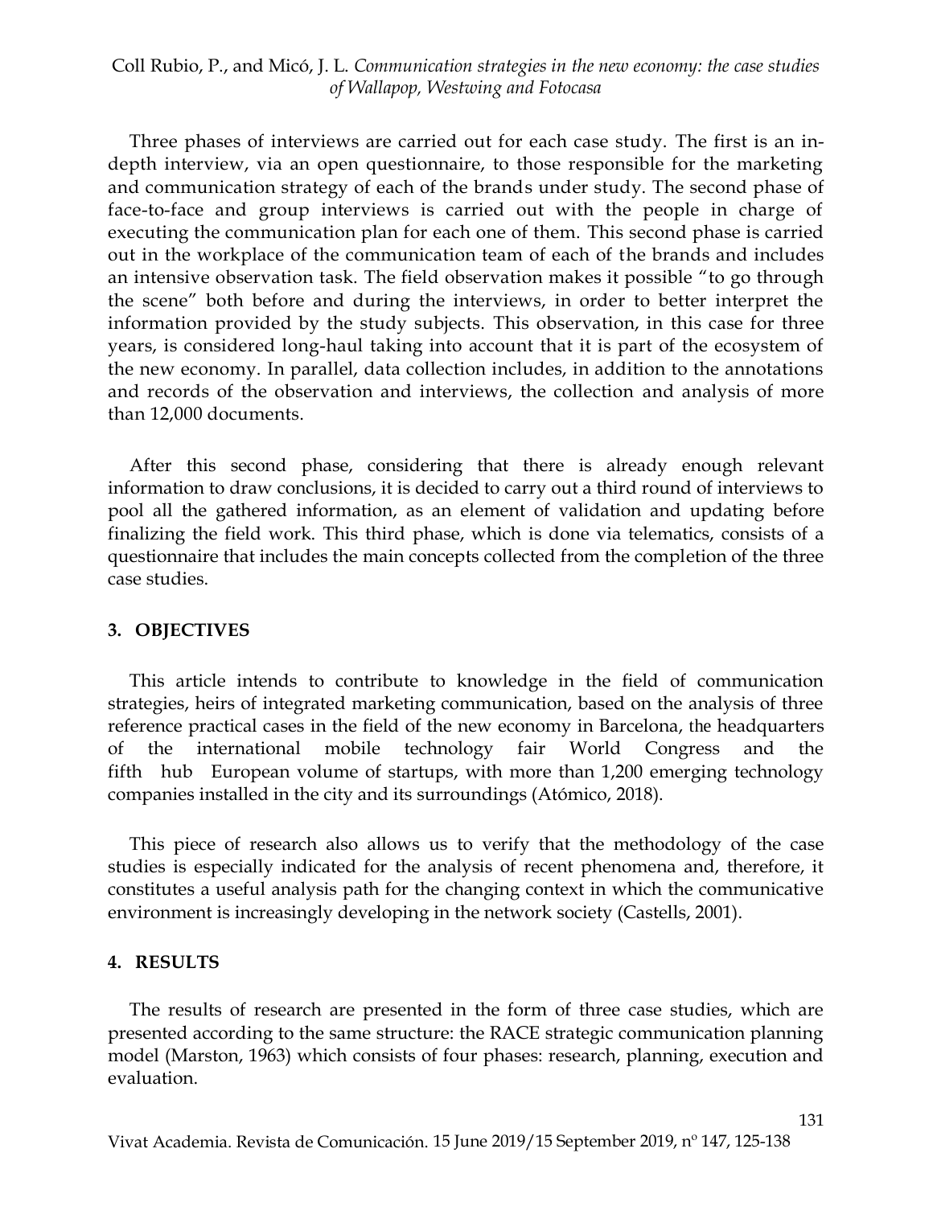Three phases of interviews are carried out for each case study. The first is an in-depth interview, via an open questionnaire, to those responsible for the marketing and communication strategy of each of the brands under study. The second phase of face-to-face and group interviews is carried out with the people in charge of executing the communication plan for each one of them. This second phase is carried out in the workplace of the communication team of each of the brands and includes an intensive observation task. The field observation makes it possible "to go through the scene" both before and during the interviews, in order to better interpret the information provided by the study subjects. This observation, in this case for three years, is considered long-haul taking into account that it is part of the ecosystem of the new economy. In parallel, data collection includes, in addition to the annotations and records of the observation and interviews, the collection and analysis of more than 12,000 documents.

After this second phase, considering that there is already enough relevant information to draw conclusions, it is decided to carry out a third round of interviews to pool all the gathered information, as an element of validation and updating before finalizing the field work. This third phase, which is done via telematics, consists of a questionnaire that includes the main concepts collected from the completion of the three case studies.

## 3. OBJECTIVES

This article intends to contribute to knowledge in the field of communication strategies, heirs of integrated marketing communication, based on the analysis of three reference practical cases in the field of the new economy in Barcelona, the headquarters of the international mobile technology fair World Congress and the fifth hub European volume of startups, with more than 1,200 emerging technology companies installed in the city and its surroundings (Atómico, 2018).

This piece of research also allows us to verify that the methodology of the case studies is especially indicated for the analysis of recent phenomena and, therefore, it constitutes a useful analysis path for the changing context in which the communicative environment is increasingly developing in the network society (Castells, 2001).

## 4. RESULTS

The results of research are presented in the form of three case studies, which are presented according to the same structure: the RACE strategic communication planning model (Marston, 1963) which consists of four phases: research, planning, execution and evaluation.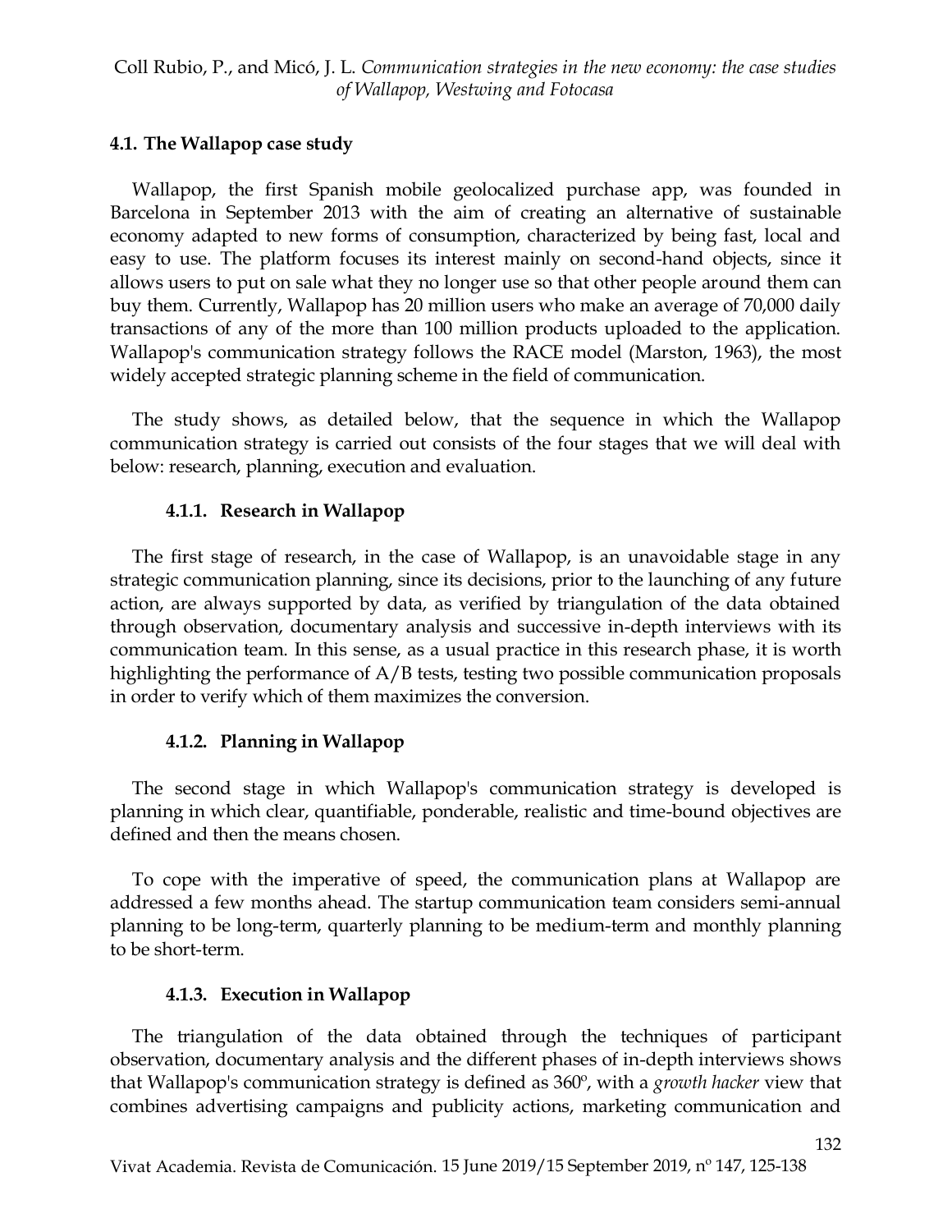### 4.1. The Wallapop case study

Wallapop, the first Spanish mobile geolocalized purchase app, was founded in Barcelona in September 2013 with the aim of creating an alternative of sustainable economy adapted to new forms of consumption, characterized by being fast, local and easy to use. The platform focuses its interest mainly on second-hand objects, since it allows users to put on sale what they no longer use so that other people around them can buy them. Currently, Wallapop has 20 million users who make an average of 70,000 daily transactions of any of the more than 100 million products uploaded to the application. Wallapop's communication strategy follows the RACE model (Marston, 1963), the most widely accepted strategic planning scheme in the field of communication.

The study shows, as detailed below, that the sequence in which the Wallapop communication strategy is carried out consists of the four stages that we will deal with below: research, planning, execution and evaluation.

#### 4.1.1. Research in Wallapop

The first stage of research, in the case of Wallapop, is an unavoidable stage in any strategic communication planning, since its decisions, prior to the launching of any future action, are always supported by data, as verified by triangulation of the data obtained through observation, documentary analysis and successive in-depth interviews with its communication team. In this sense, as a usual practice in this research phase, it is worth highlighting the performance of A/B tests, testing two possible communication proposals in order to verify which of them maximizes the conversion.

#### 4.1.2. Planning in Wallapop

The second stage in which Wallapop's communication strategy is developed is planning in which clear, quantifiable, ponderable, realistic and time-bound objectives are defined and then the means chosen.

To cope with the imperative of speed, the communication plans at Wallapop are addressed a few months ahead. The startup communication team considers semi-annual planning to be long-term, quarterly planning to be medium-term and monthly planning to be short-term.

#### 4.1.3. Execution in Wallapop

The triangulation of the data obtained through the techniques of participant observation, documentary analysis and the different phases of in-depth interviews shows that Wallapop's communication strategy is defined as 360º, with a *growth hacker* view that combines advertising campaigns and publicity actions, marketing communication and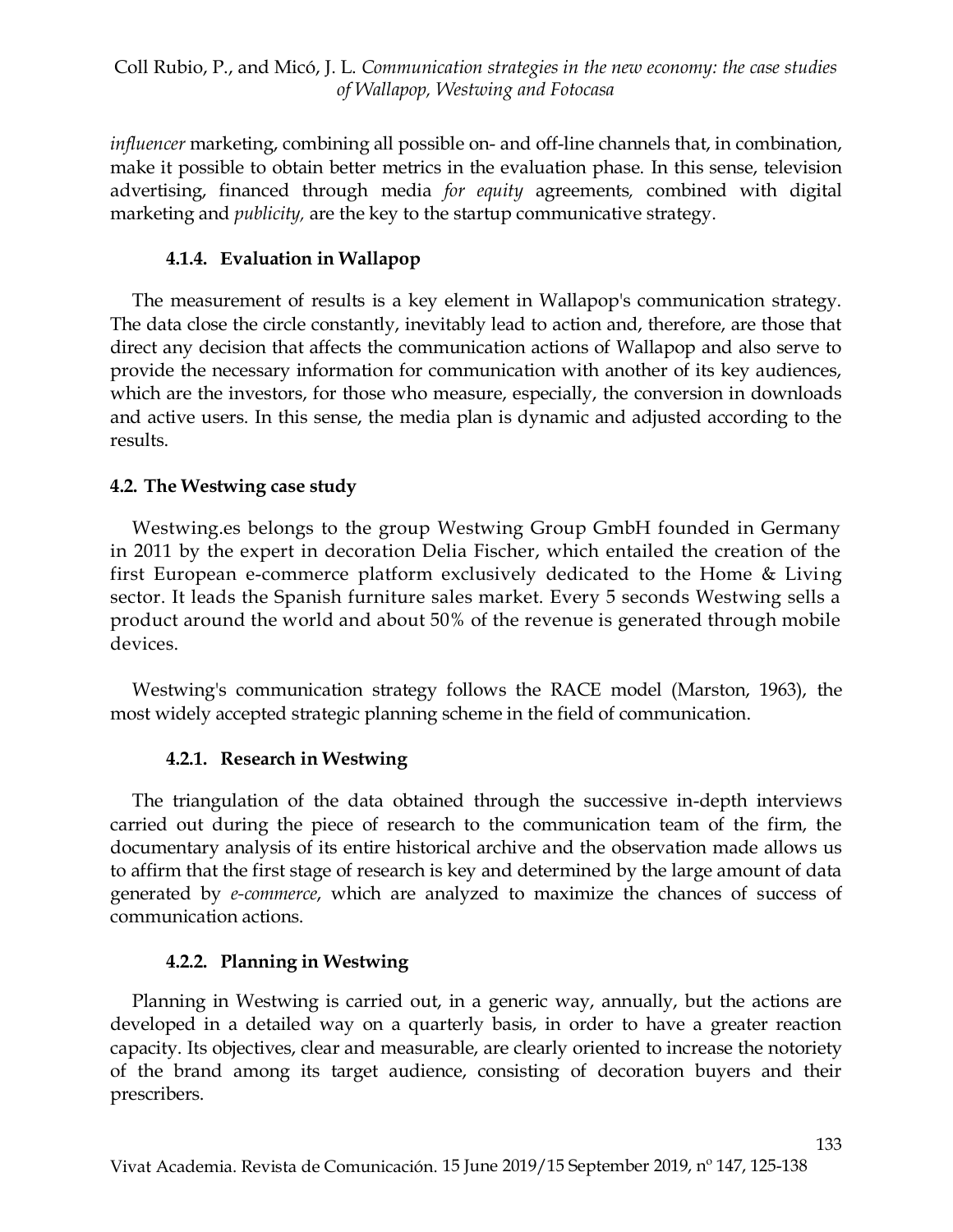*influencer* marketing, combining all possible on- and off-line channels that, in combination, make it possible to obtain better metrics in the evaluation phase. In this sense, television advertising, financed through media *for equity* agreements, combined with digital marketing and *publicity*, are the key to the startup communicative strategy.

#### 4.1.4. Evaluation in Wallapop

The measurement of results is a key element in Wallapop's communication strategy. The data close the circle constantly, inevitably lead to action and, therefore, are those that direct any decision that affects the communication actions of Wallapop and also serve to provide the necessary information for communication with another of its key audiences, which are the investors, for those who measure, especially, the conversion in downloads and active users. In this sense, the media plan is dynamic and adjusted according to the results.

### 4.2. The Westwing case study

Westwing.es belongs to the group Westwing Group GmbH founded in Germany in 2011 by the expert in decoration Delia Fischer, which entailed the creation of the first European e-commerce platform exclusively dedicated to the Home & Living sector. It leads the Spanish furniture sales market. Every 5 seconds Westwing sells a product around the world and about 50% of the revenue is generated through mobile devices.

Westwing's communication strategy follows the RACE model (Marston, 1963), the most widely accepted strategic planning scheme in the field of communication.

#### 4.2.1. Research in Westwing

The triangulation of the data obtained through the successive in-depth interviews carried out during the piece of research to the communication team of the firm, the documentary analysis of its entire historical archive and the observation made allows us to affirm that the first stage of research is key and determined by the large amount of data generated by *e-commerce*, which are analyzed to maximize the chances of success of communication actions.

#### 4.2.2. Planning in Westwing

Planning in Westwing is carried out, in a generic way, annually, but the actions are developed in a detailed way on a quarterly basis, in order to have a greater reaction capacity. Its objectives, clear and measurable, are clearly oriented to increase the notoriety of the brand among its target audience, consisting of decoration buyers and their prescribers.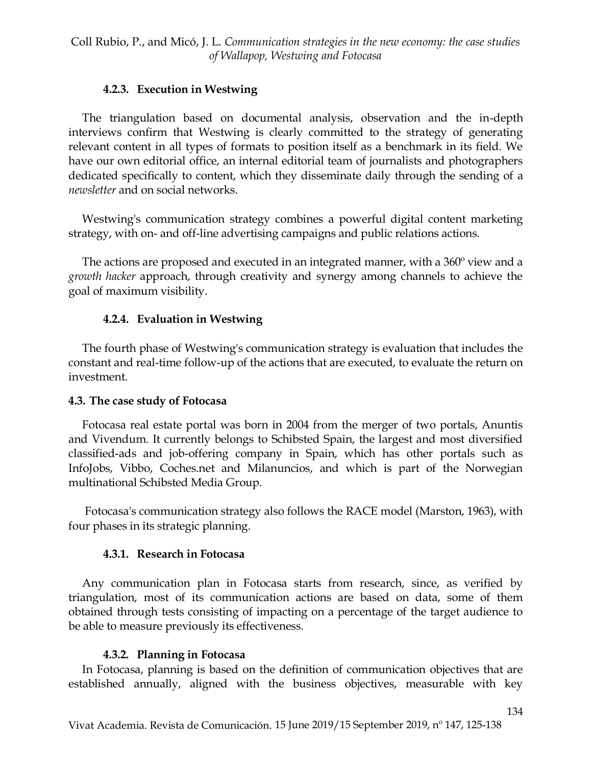#### 4.2.3. Execution in Westwing

The triangulation based on documental analysis, observation and the in-depth interviews confirm that Westwing is clearly committed to the strategy of generating relevant content in all types of formats to position itself as a benchmark in its field. We have our own editorial office, an internal editorial team of journalists and photographers dedicated specifically to content, which they disseminate daily through the sending of a *newsletter* and on social networks.

Westwing's communication strategy combines a powerful digital content marketing strategy, with on- and off-line advertising campaigns and public relations actions.

The actions are proposed and executed in an integrated manner, with a 360º view and a *growth hacker* approach, through creativity and synergy among channels to achieve the goal of maximum visibility.

#### 4.2.4. Evaluation in Westwing

The fourth phase of Westwing's communication strategy is evaluation that includes the constant and real-time follow-up of the actions that are executed, to evaluate the return on investment.

### 4.3. The case study of Fotocasa

Fotocasa real estate portal was born in 2004 from the merger of two portals, Anuntis and Vivendum. It currently belongs to Schibsted Spain, the largest and most diversified classified-ads and job-offering company in Spain, which has other portals such as InfoJobs, Vibbo, Coches.net and Milanuncios, and which is part of the Norwegian multinational Schibsted Media Group.

Fotocasa's communication strategy also follows the RACE model (Marston, 1963), with four phases in its strategic planning.

#### 4.3.1. Research in Fotocasa

Any communication plan in Fotocasa starts from research, since, as verified by triangulation, most of its communication actions are based on data, some of them obtained through tests consisting of impacting on a percentage of the target audience to be able to measure previously its effectiveness.

#### 4.3.2. Planning in Fotocasa

In Fotocasa, planning is based on the definition of communication objectives that are established annually, aligned with the business objectives, measurable with key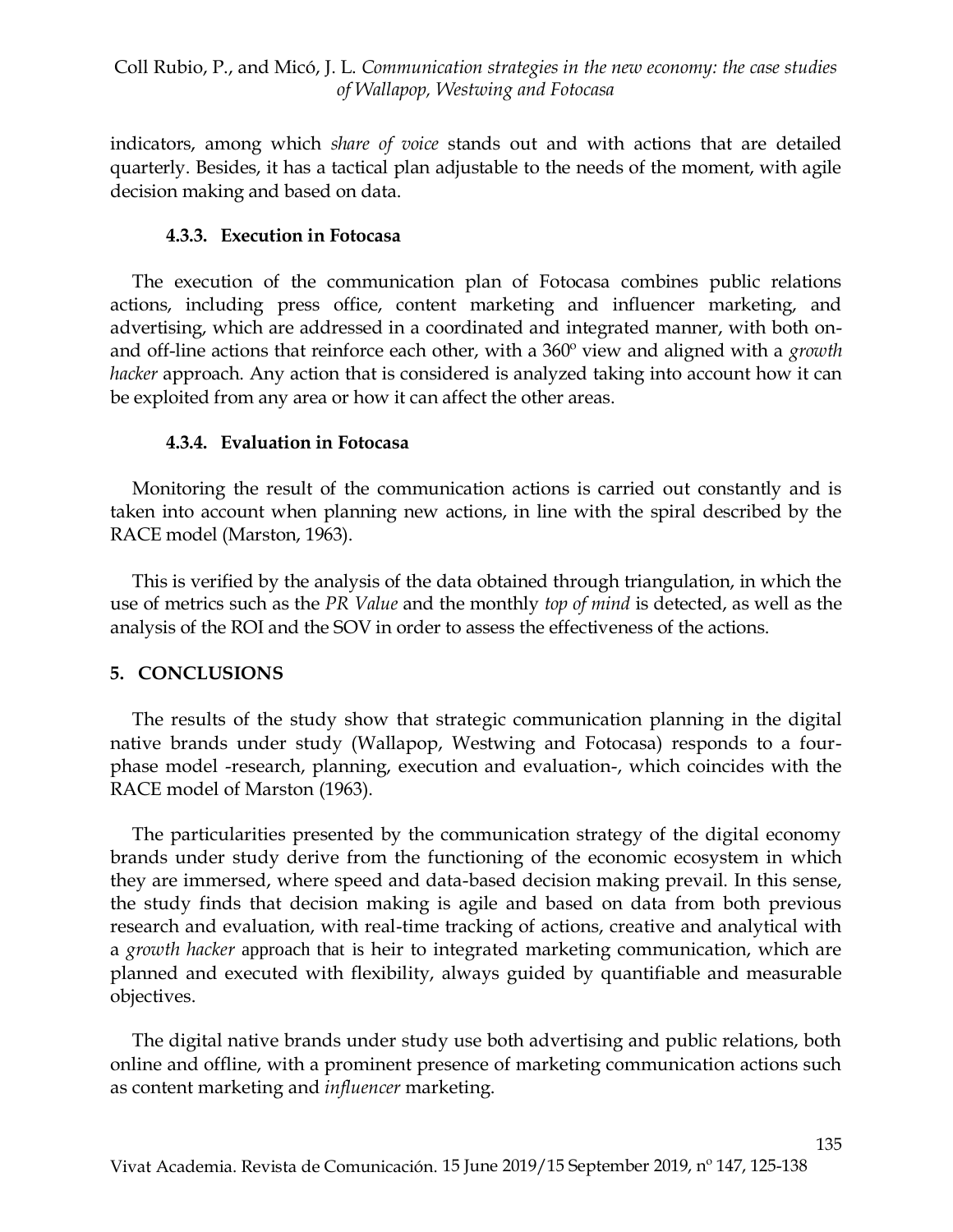indicators, among which *share of voice* stands out and with actions that are detailed quarterly. Besides, it has a tactical plan adjustable to the needs of the moment, with agile decision making and based on data.

#### 4.3.3. Execution in Fotocasa

The execution of the communication plan of Fotocasa combines public relations actions, including press office, content marketing and influencer marketing, and advertising, which are addressed in a coordinated and integrated manner, with both on- and off-line actions that reinforce each other, with a 360º view and aligned with a *growth hacker* approach. Any action that is considered is analyzed taking into account how it can be exploited from any area or how it can affect the other areas.

#### 4.3.4. Evaluation in Fotocasa

Monitoring the result of the communication actions is carried out constantly and is taken into account when planning new actions, in line with the spiral described by the RACE model (Marston, 1963).

This is verified by the analysis of the data obtained through triangulation, in which the use of metrics such as the *PR Value* and the monthly *top of mind* is detected, as well as the analysis of the ROI and the SOV in order to assess the effectiveness of the actions.

## 5. CONCLUSIONS

The results of the study show that strategic communication planning in the digital native brands under study (Wallapop, Westwing and Fotocasa) responds to a four-phase model -research, planning, execution and evaluation-, which coincides with the RACE model of Marston (1963).

The particularities presented by the communication strategy of the digital economy brands under study derive from the functioning of the economic ecosystem in which they are immersed, where speed and data-based decision making prevail. In this sense, the study finds that decision making is agile and based on data from both previous research and evaluation, with real-time tracking of actions, creative and analytical with a *growth hacker* approach that is heir to integrated marketing communication, which are planned and executed with flexibility, always guided by quantifiable and measurable objectives.

The digital native brands under study use both advertising and public relations, both online and offline, with a prominent presence of marketing communication actions such as content marketing and *influencer* marketing.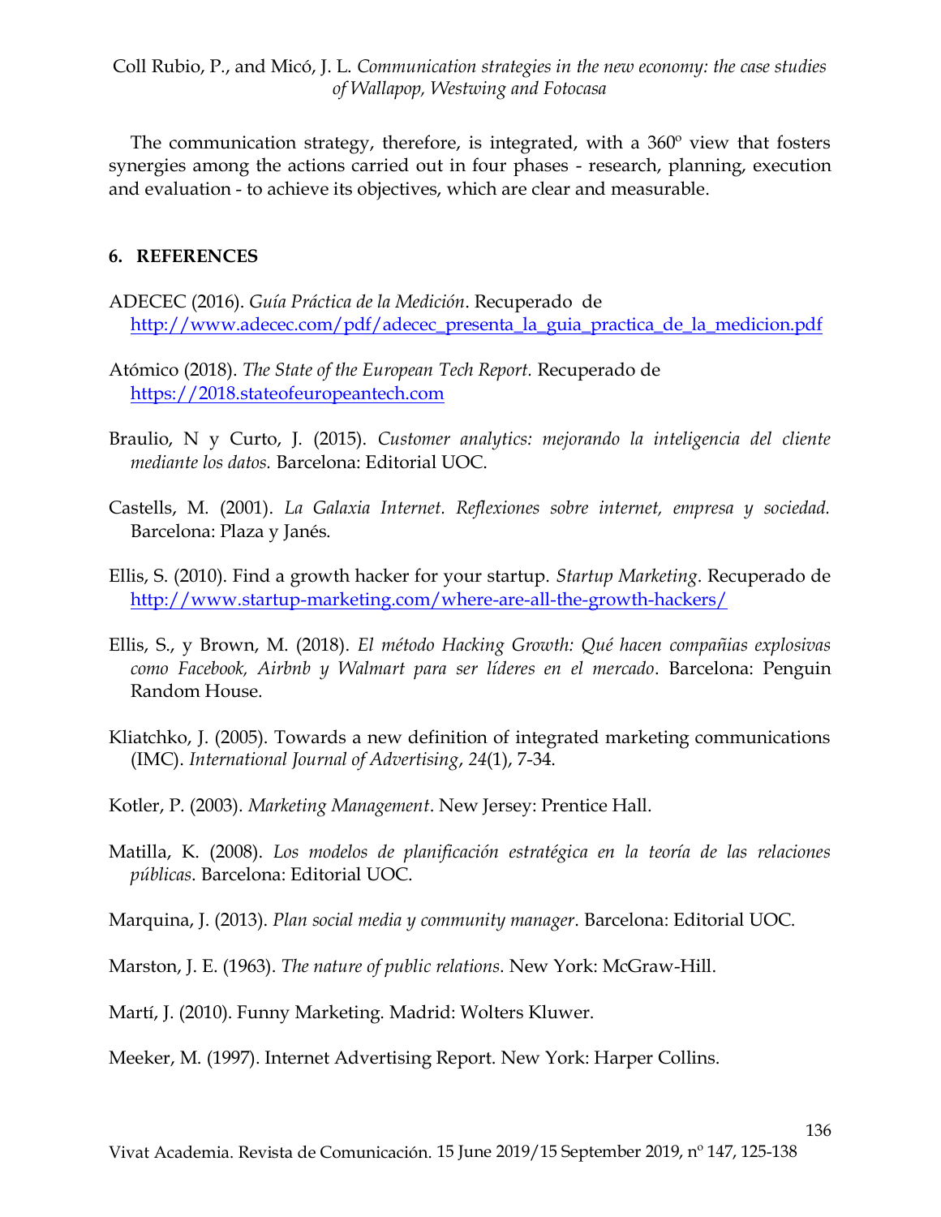The communication strategy, therefore, is integrated, with a 360º view that fosters synergies among the actions carried out in four phases - research, planning, execution and evaluation - to achieve its objectives, which are clear and measurable.

## 6. REFERENCES

ADECEC (2016). *Guía Práctica de la Medición*. Recuperado de http://www.adecec.com/pdf/adecec_presenta_la_guia_practica_de_la_medicion.pdf

Atómico (2018). *The State of the European Tech Report.* Recuperado de https://2018.stateofeuropeantech.com

Braulio, N y Curto, J. (2015). *Customer analytics: mejorando la inteligencia del cliente mediante los datos.* Barcelona: Editorial UOC.

Castells, M. (2001). *La Galaxia Internet. Reflexiones sobre internet, empresa y sociedad.* Barcelona: Plaza y Janés.

Ellis, S. (2010). Find a growth hacker for your startup. *Startup Marketing*. Recuperado de http://www.startup-marketing.com/where-are-all-the-growth-hackers/

Ellis, S., y Brown, M. (2018). *El método Hacking Growth: Qué hacen compañias explosivas como Facebook, Airbnb y Walmart para ser líderes en el mercado*. Barcelona: Penguin Random House.

Kliatchko, J. (2005). Towards a new definition of integrated marketing communications (IMC). *International Journal of Advertising*, *24*(1), 7-34.

Kotler, P. (2003). *Marketing Management*. New Jersey: Prentice Hall.

Matilla, K. (2008). *Los modelos de planificación estratégica en la teoría de las relaciones públicas*. Barcelona: Editorial UOC.

Marquina, J. (2013). *Plan social media y community manager*. Barcelona: Editorial UOC.

Marston, J. E. (1963). *The nature of public relations*. New York: McGraw-Hill.

Martí, J. (2010). Funny Marketing. Madrid: Wolters Kluwer.

Meeker, M. (1997). Internet Advertising Report. New York: Harper Collins.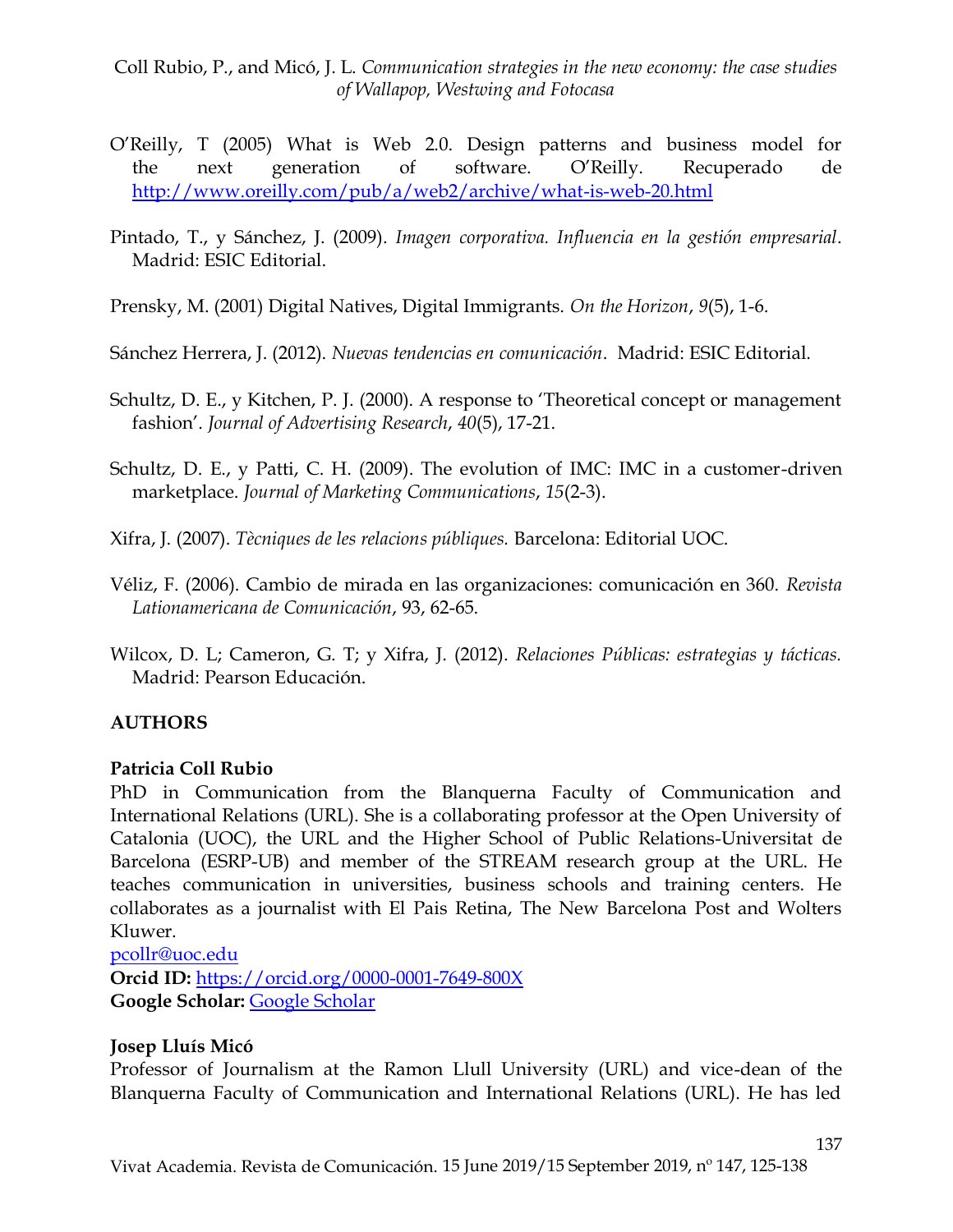O'Reilly, T (2005) What is Web 2.0. Design patterns and business model for the next generation of software. O'Reilly. Recuperado de http://www.oreilly.com/pub/a/web2/archive/what-is-web-20.html

Pintado, T., y Sánchez, J. (2009). *Imagen corporativa. Influencia en la gestión empresarial*. Madrid: ESIC Editorial.

Prensky, M. (2001) Digital Natives, Digital Immigrants. *On the Horizon*, *9*(5), 1-6.

Sánchez Herrera, J. (2012). *Nuevas tendencias en comunicación*. Madrid: ESIC Editorial.

Schultz, D. E., y Kitchen, P. J. (2000). A response to 'Theoretical concept or management fashion'. *Journal of Advertising Research*, *40*(5), 17-21.

Schultz, D. E., y Patti, C. H. (2009). The evolution of IMC: IMC in a customer-driven marketplace. *Journal of Marketing Communications*, *15*(2-3).

Xifra, J. (2007). *Tècniques de les relacions públiques.* Barcelona: Editorial UOC.

Véliz, F. (2006). Cambio de mirada en las organizaciones: comunicación en 360. *Revista Lationamericana de Comunicación*, 93, 62-65.

Wilcox, D. L; Cameron, G. T; y Xifra, J. (2012). *Relaciones Públicas: estrategias y tácticas.* Madrid: Pearson Educación.

**AUTHORS**

**Patricia Coll Rubio**

PhD in Communication from the Blanquerna Faculty of Communication and International Relations (URL). She is a collaborating professor at the Open University of Catalonia (UOC), the URL and the Higher School of Public Relations-Universitat de Barcelona (ESRP-UB) and member of the STREAM research group at the URL. He teaches communication in universities, business schools and training centers. He collaborates as a journalist with El Pais Retina, The New Barcelona Post and Wolters Kluwer.

pcollr@uoc.edu

**Orcid ID:** https://orcid.org/0000-0001-7649-800X

**Google Scholar:** Google Scholar

**Josep Lluís Micó**

Professor of Journalism at the Ramon Llull University (URL) and vice-dean of the Blanquerna Faculty of Communication and International Relations (URL). He has led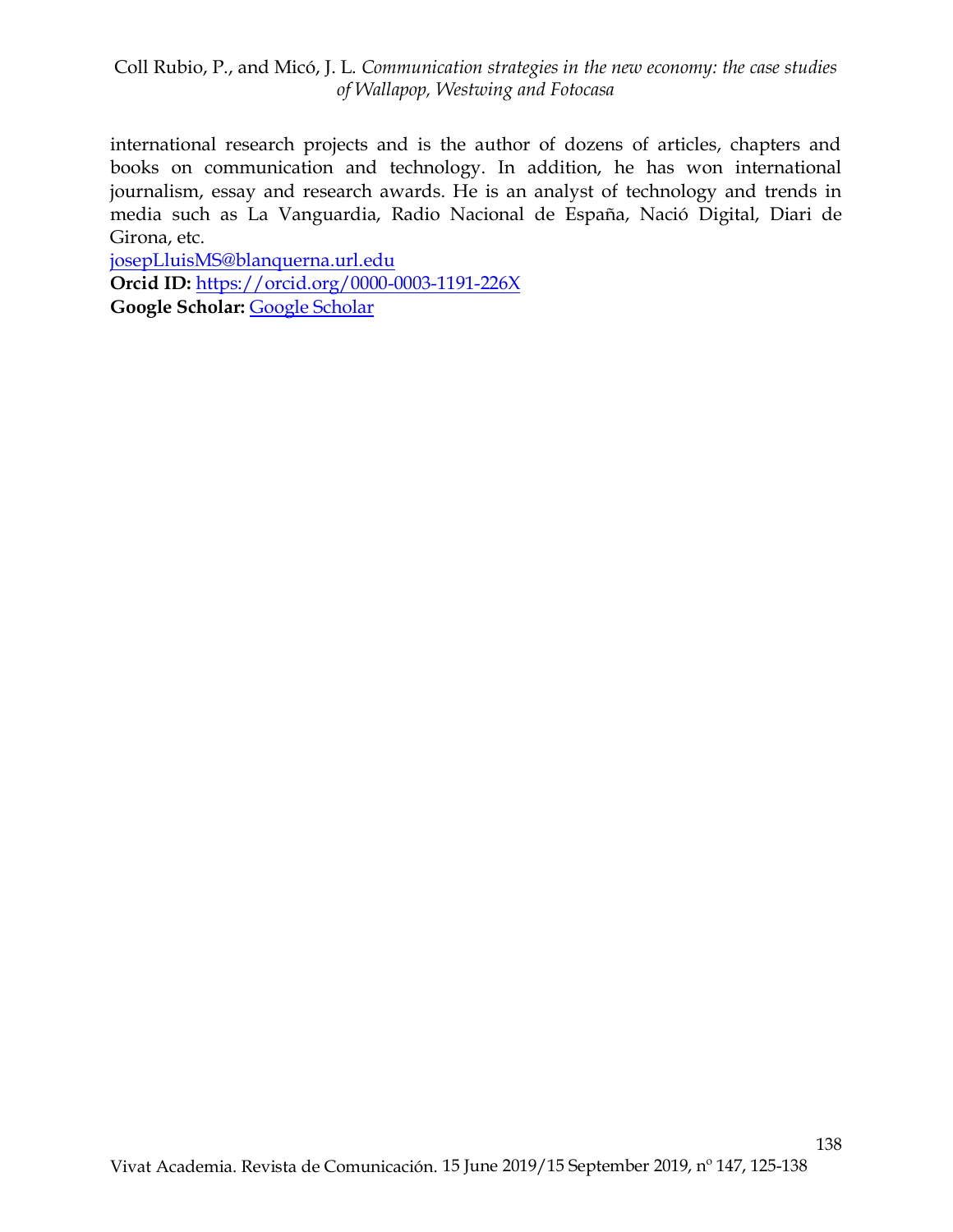international research projects and is the author of dozens of articles, chapters and books on communication and technology. In addition, he has won international journalism, essay and research awards. He is an analyst of technology and trends in media such as La Vanguardia, Radio Nacional de España, Nació Digital, Diari de Girona, etc.

josepLluisMS@blanquerna.url.edu

**Orcid ID:** https://orcid.org/0000-0003-1191-226X

**Google Scholar:** Google Scholar